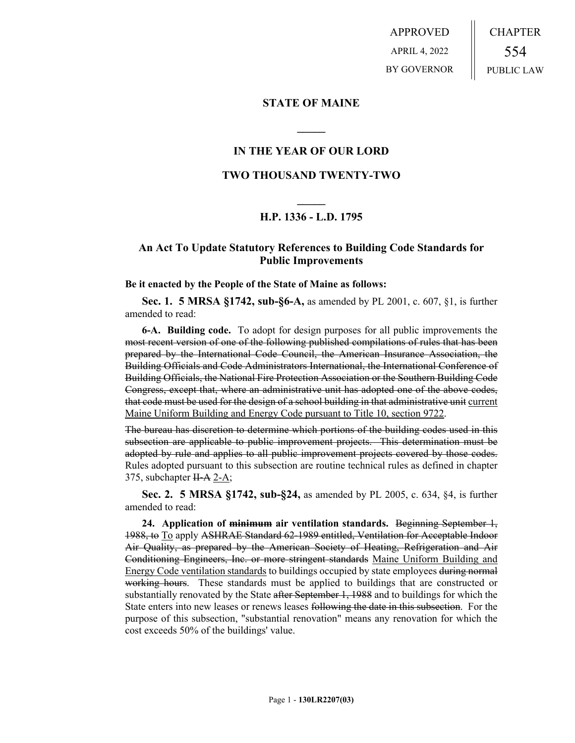APPROVED

APRIL 4, 2022

BY GOVERNOR

CHAPTER

554

PUBLIC LAW

## STATE OF MAINE

## IN THE YEAR OF OUR LORD

## TWO THOUSAND TWENTY-TWO

## H.P. 1336 - L.D. 1795

## An Act To Update Statutory References to Building Code Standards for Public Improvements

**Be it enacted by the People of the State of Maine as follows:**

**Sec. 1. 5 MRSA §1742, sub-§6-A,** as amended by PL 2001, c. 607, §1, is further amended to read:

**6-A. Building code.** To adopt for design purposes for all public improvements the ~~most recent version of one of the following published compilations of rules that has been prepared by the International Code Council, the American Insurance Association, the Building Officials and Code Administrators International, the International Conference of Building Officials, the National Fire Protection Association or the Southern Building Code Congress, except that, where an administrative unit has adopted one of the above codes, that code must be used for the design of a school building in that administrative unit~~ <u>current Maine Uniform Building and Energy Code pursuant to Title 10, section 9722</u>.

~~The bureau has discretion to determine which portions of the building codes used in this subsection are applicable to public improvement projects. This determination must be adopted by rule and applies to all public improvement projects covered by those codes.~~ Rules adopted pursuant to this subsection are routine technical rules as defined in chapter 375, subchapter ~~II-A~~ <u>2-A</u>;

**Sec. 2. 5 MRSA §1742, sub-§24,** as amended by PL 2005, c. 634, §4, is further amended to read:

**24. Application of ~~minimum~~ air ventilation standards.** ~~Beginning September 1, 1988, to~~ <u>To</u> apply ~~ASHRAE Standard 62-1989 entitled, Ventilation for Acceptable Indoor Air Quality, as prepared by the American Society of Heating, Refrigeration and Air Conditioning Engineers, Inc. or more stringent standards~~ <u>Maine Uniform Building and Energy Code ventilation standards</u> to buildings occupied by state employees ~~during normal working hours~~. These standards must be applied to buildings that are constructed or substantially renovated by the State ~~after September 1, 1988~~ and to buildings for which the State enters into new leases or renews leases ~~following the date in this subsection~~. For the purpose of this subsection, "substantial renovation" means any renovation for which the cost exceeds 50% of the buildings' value.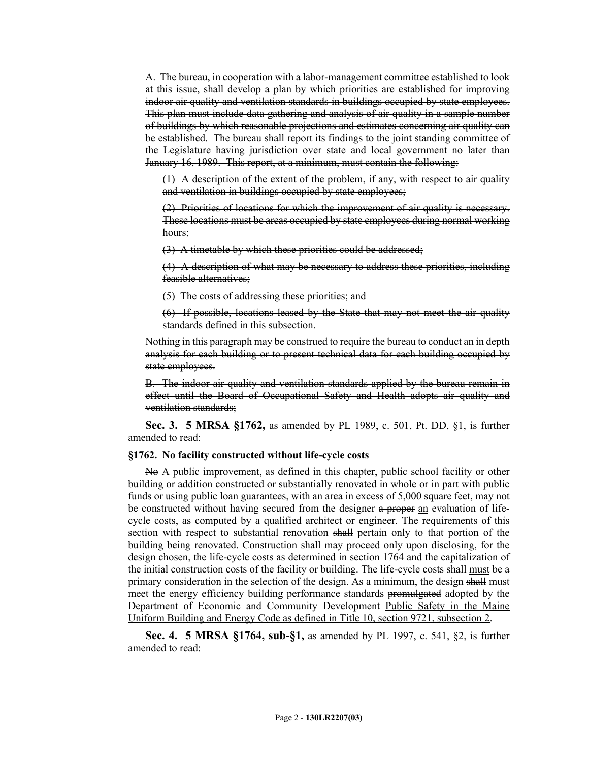~~A. The bureau, in cooperation with a labor-management committee established to look at this issue, shall develop a plan by which priorities are established for improving indoor air quality and ventilation standards in buildings occupied by state employees. This plan must include data gathering and analysis of air quality in a sample number of buildings by which reasonable projections and estimates concerning air quality can be established. The bureau shall report its findings to the joint standing committee of the Legislature having jurisdiction over state and local government no later than January 16, 1989. This report, at a minimum, must contain the following:~~

~~(1) A description of the extent of the problem, if any, with respect to air quality and ventilation in buildings occupied by state employees;~~

~~(2) Priorities of locations for which the improvement of air quality is necessary. These locations must be areas occupied by state employees during normal working hours;~~

~~(3) A timetable by which these priorities could be addressed;~~

~~(4) A description of what may be necessary to address these priorities, including feasible alternatives;~~

~~(5) The costs of addressing these priorities; and~~

~~(6) If possible, locations leased by the State that may not meet the air quality standards defined in this subsection.~~

~~Nothing in this paragraph may be construed to require the bureau to conduct an in depth analysis for each building or to present technical data for each building occupied by state employees.~~

~~B. The indoor air quality and ventilation standards applied by the bureau remain in effect until the Board of Occupational Safety and Health adopts air quality and ventilation standards;~~

**Sec. 3. 5 MRSA §1762,** as amended by PL 1989, c. 501, Pt. DD, §1, is further amended to read:

**§1762. No facility constructed without life-cycle costs**

~~No~~ <u>A</u> public improvement, as defined in this chapter, public school facility or other building or addition constructed or substantially renovated in whole or in part with public funds or using public loan guarantees, with an area in excess of 5,000 square feet, may <u>not</u> be constructed without having secured from the designer ~~a proper~~ <u>an</u> evaluation of life-cycle costs, as computed by a qualified architect or engineer. The requirements of this section with respect to substantial renovation ~~shall~~ pertain only to that portion of the building being renovated. Construction ~~shall~~ <u>may</u> proceed only upon disclosing, for the design chosen, the life-cycle costs as determined in section 1764 and the capitalization of the initial construction costs of the facility or building. The life-cycle costs ~~shall~~ <u>must</u> be a primary consideration in the selection of the design. As a minimum, the design ~~shall~~ <u>must</u> meet the energy efficiency building performance standards ~~promulgated~~ <u>adopted</u> by the Department of ~~Economic and Community Development~~ <u>Public Safety in the Maine Uniform Building and Energy Code as defined in Title 10, section 9721, subsection 2</u>.

**Sec. 4. 5 MRSA §1764, sub-§1,** as amended by PL 1997, c. 541, §2, is further amended to read: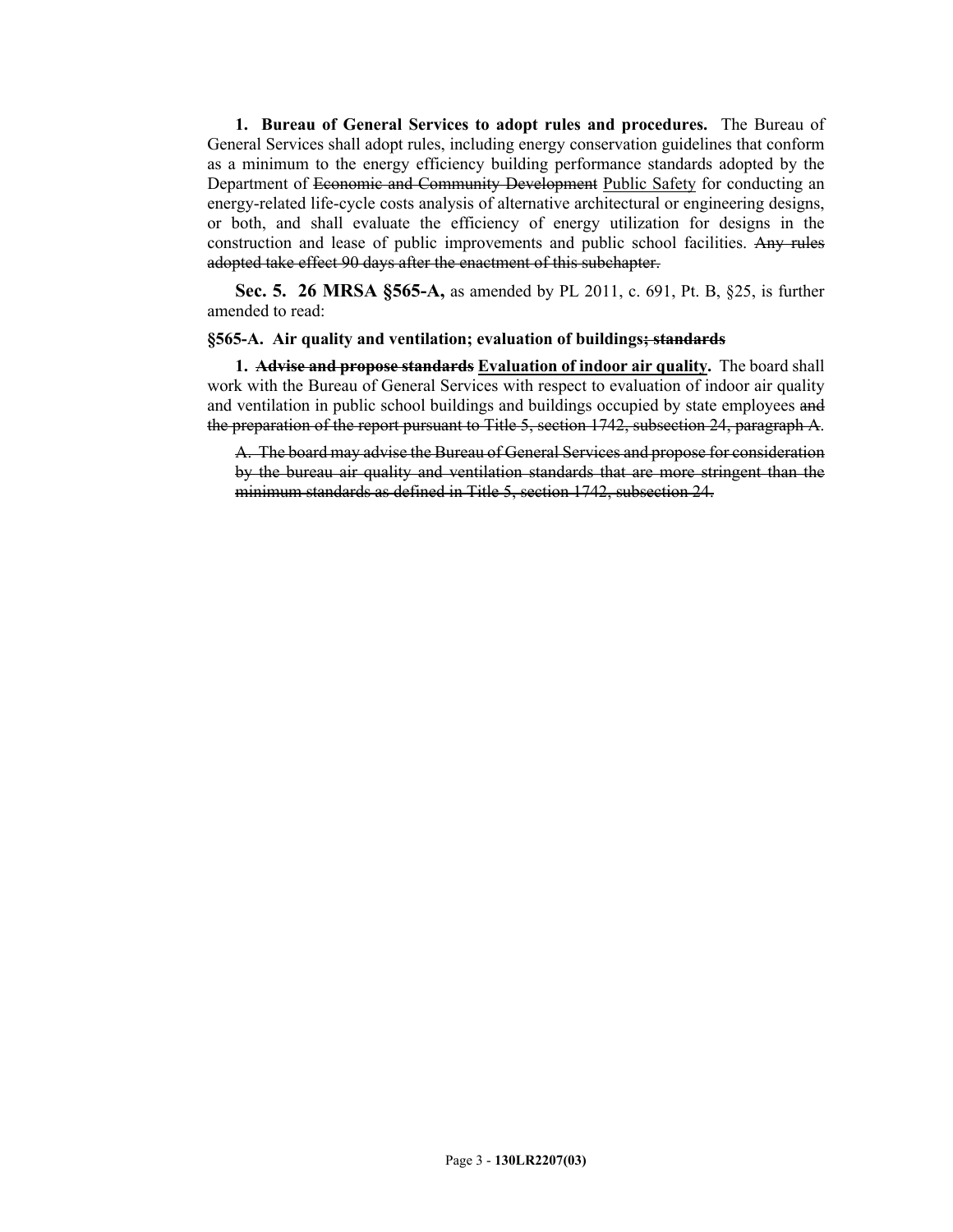**1. Bureau of General Services to adopt rules and procedures.** The Bureau of General Services shall adopt rules, including energy conservation guidelines that conform as a minimum to the energy efficiency building performance standards adopted by the Department of ~~Economic and Community Development~~ <u>Public Safety</u> for conducting an energy-related life-cycle costs analysis of alternative architectural or engineering designs, or both, and shall evaluate the efficiency of energy utilization for designs in the construction and lease of public improvements and public school facilities. ~~Any rules adopted take effect 90 days after the enactment of this subchapter.~~

**Sec. 5. 26 MRSA §565-A,** as amended by PL 2011, c. 691, Pt. B, §25, is further amended to read:

**§565-A. Air quality and ventilation; evaluation of buildings~~; standards~~**

**1. ~~Advise and propose standards~~ <u>Evaluation of indoor air quality</u>.** The board shall work with the Bureau of General Services with respect to evaluation of indoor air quality and ventilation in public school buildings and buildings occupied by state employees ~~and the preparation of the report pursuant to Title 5, section 1742, subsection 24, paragraph A~~.

~~A. The board may advise the Bureau of General Services and propose for consideration by the bureau air quality and ventilation standards that are more stringent than the minimum standards as defined in Title 5, section 1742, subsection 24.~~